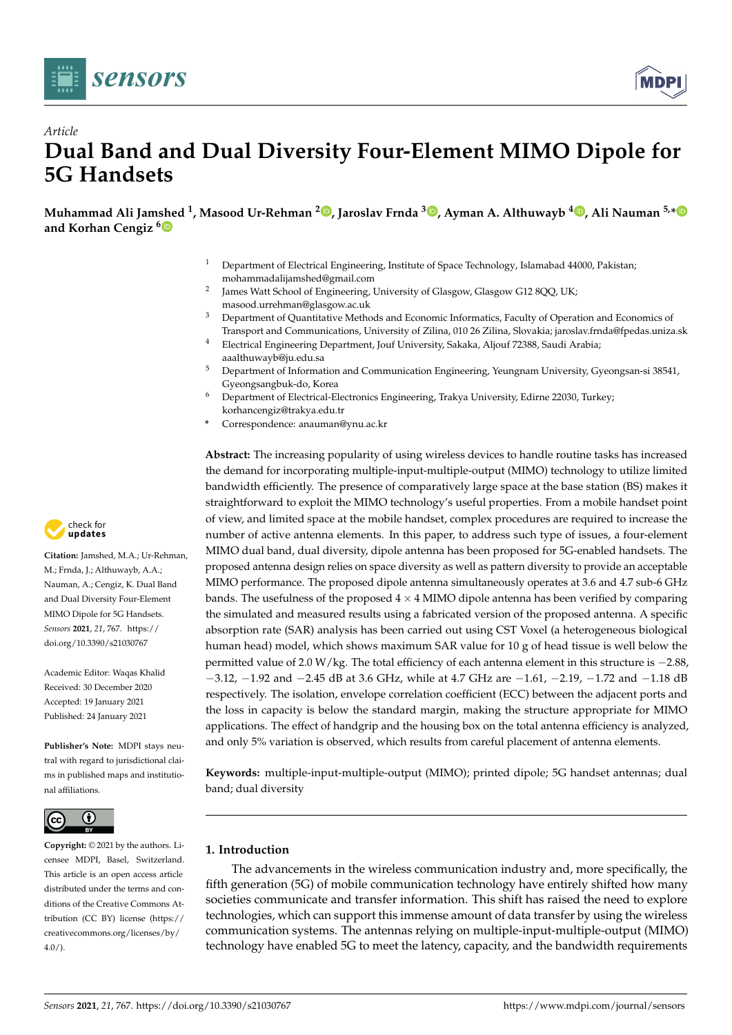*Article*

# Dual Band and Dual Diversity Four-Element MIMO Dipole for 5G Handsets

**Muhammad Ali Jamshed [1], Masood Ur-Rehman [2], Jaroslav Frnda [3], Ayman A. Althuwayb [4], Ali Nauman [5,*] and Korhan Cengiz [6]**

[1] Department of Electrical Engineering, Institute of Space Technology, Islamabad 44000, Pakistan; mohammadalijamshed@gmail.com
[2] James Watt School of Engineering, University of Glasgow, Glasgow G12 8QQ, UK; masood.urrehman@glasgow.ac.uk
[3] Department of Quantitative Methods and Economic Informatics, Faculty of Operation and Economics of Transport and Communications, University of Zilina, 010 26 Zilina, Slovakia; jaroslav.frnda@fpedas.uniza.sk
[4] Electrical Engineering Department, Jouf University, Sakaka, Aljouf 72388, Saudi Arabia; aaalthuwayb@ju.edu.sa
[5] Department of Information and Communication Engineering, Yeungnam University, Gyeongsan-si 38541, Gyeongsangbuk-do, Korea
[6] Department of Electrical-Electronics Engineering, Trakya University, Edirne 22030, Turkey; korhancengiz@trakya.edu.tr
* Correspondence: anauman@ynu.ac.kr

**Citation:** Jamshed, M.A.; Ur-Rehman, M.; Frnda, J.; Althuwayb, A.A.; Nauman, A.; Cengiz, K. Dual Band and Dual Diversity Four-Element MIMO Dipole for 5G Handsets. *Sensors* **2021**, *21*, 767. https://doi.org/10.3390/s21030767

Academic Editor: Waqas Khalid

Received: 30 December 2020
Accepted: 19 January 2021
Published: 24 January 2021

**Publisher's Note:** MDPI stays neutral with regard to jurisdictional claims in published maps and institutional affiliations.

**Copyright:** © 2021 by the authors. Licensee MDPI, Basel, Switzerland. This article is an open access article distributed under the terms and conditions of the Creative Commons Attribution (CC BY) license (https://creativecommons.org/licenses/by/4.0/).

**Abstract:** The increasing popularity of using wireless devices to handle routine tasks has increased the demand for incorporating multiple-input-multiple-output (MIMO) technology to utilize limited bandwidth efficiently. The presence of comparatively large space at the base station (BS) makes it straightforward to exploit the MIMO technology's useful properties. From a mobile handset point of view, and limited space at the mobile handset, complex procedures are required to increase the number of active antenna elements. In this paper, to address such type of issues, a four-element MIMO dual band, dual diversity, dipole antenna has been proposed for 5G-enabled handsets. The proposed antenna design relies on space diversity as well as pattern diversity to provide an acceptable MIMO performance. The proposed dipole antenna simultaneously operates at 3.6 and 4.7 sub-6 GHz bands. The usefulness of the proposed $4 \times 4$ MIMO dipole antenna has been verified by comparing the simulated and measured results using a fabricated version of the proposed antenna. A specific absorption rate (SAR) analysis has been carried out using CST Voxel (a heterogeneous biological human head) model, which shows maximum SAR value for 10 g of head tissue is well below the permitted value of 2.0 W/kg. The total efficiency of each antenna element in this structure is −2.88, −3.12, −1.92 and −2.45 dB at 3.6 GHz, while at 4.7 GHz are −1.61, −2.19, −1.72 and −1.18 dB respectively. The isolation, envelope correlation coefficient (ECC) between the adjacent ports and the loss in capacity is below the standard margin, making the structure appropriate for MIMO applications. The effect of handgrip and the housing box on the total antenna efficiency is analyzed, and only 5% variation is observed, which results from careful placement of antenna elements.

**Keywords:** multiple-input-multiple-output (MIMO); printed dipole; 5G handset antennas; dual band; dual diversity

## 1. Introduction

The advancements in the wireless communication industry and, more specifically, the fifth generation (5G) of mobile communication technology have entirely shifted how many societies communicate and transfer information. This shift has raised the need to explore technologies, which can support this immense amount of data transfer by using the wireless communication systems. The antennas relying on multiple-input-multiple-output (MIMO) technology have enabled 5G to meet the latency, capacity, and the bandwidth requirements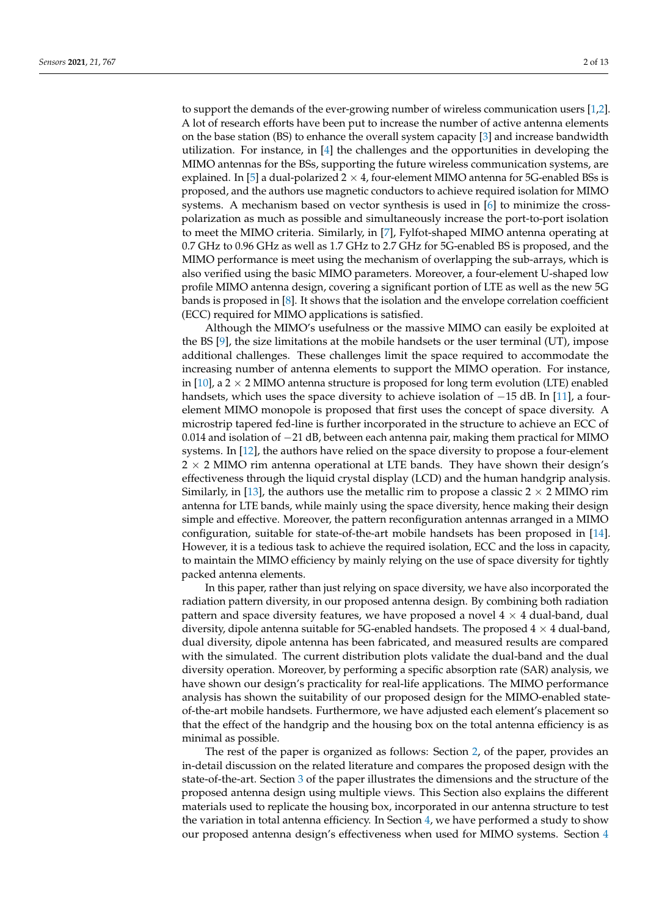to support the demands of the ever-growing number of wireless communication users [1,2]. A lot of research efforts have been put to increase the number of active antenna elements on the base station (BS) to enhance the overall system capacity [3] and increase bandwidth utilization. For instance, in [4] the challenges and the opportunities in developing the MIMO antennas for the BSs, supporting the future wireless communication systems, are explained. In [5] a dual-polarized $2 \times 4$, four-element MIMO antenna for 5G-enabled BSs is proposed, and the authors use magnetic conductors to achieve required isolation for MIMO systems. A mechanism based on vector synthesis is used in [6] to minimize the cross-polarization as much as possible and simultaneously increase the port-to-port isolation to meet the MIMO criteria. Similarly, in [7], Fylfot-shaped MIMO antenna operating at 0.7 GHz to 0.96 GHz as well as 1.7 GHz to 2.7 GHz for 5G-enabled BS is proposed, and the MIMO performance is meet using the mechanism of overlapping the sub-arrays, which is also verified using the basic MIMO parameters. Moreover, a four-element U-shaped low profile MIMO antenna design, covering a significant portion of LTE as well as the new 5G bands is proposed in [8]. It shows that the isolation and the envelope correlation coefficient (ECC) required for MIMO applications is satisfied.

Although the MIMO's usefulness or the massive MIMO can easily be exploited at the BS [9], the size limitations at the mobile handsets or the user terminal (UT), impose additional challenges. These challenges limit the space required to accommodate the increasing number of antenna elements to support the MIMO operation. For instance, in [10], a $2 \times 2$ MIMO antenna structure is proposed for long term evolution (LTE) enabled handsets, which uses the space diversity to achieve isolation of $-15$ dB. In [11], a four-element MIMO monopole is proposed that first uses the concept of space diversity. A microstrip tapered fed-line is further incorporated in the structure to achieve an ECC of 0.014 and isolation of $-21$ dB, between each antenna pair, making them practical for MIMO systems. In [12], the authors have relied on the space diversity to propose a four-element $2 \times 2$ MIMO rim antenna operational at LTE bands. They have shown their design's effectiveness through the liquid crystal display (LCD) and the human handgrip analysis. Similarly, in [13], the authors use the metallic rim to propose a classic $2 \times 2$ MIMO rim antenna for LTE bands, while mainly using the space diversity, hence making their design simple and effective. Moreover, the pattern reconfiguration antennas arranged in a MIMO configuration, suitable for state-of-the-art mobile handsets has been proposed in [14]. However, it is a tedious task to achieve the required isolation, ECC and the loss in capacity, to maintain the MIMO efficiency by mainly relying on the use of space diversity for tightly packed antenna elements.

In this paper, rather than just relying on space diversity, we have also incorporated the radiation pattern diversity, in our proposed antenna design. By combining both radiation pattern and space diversity features, we have proposed a novel $4 \times 4$ dual-band, dual diversity, dipole antenna suitable for 5G-enabled handsets. The proposed $4 \times 4$ dual-band, dual diversity, dipole antenna has been fabricated, and measured results are compared with the simulated. The current distribution plots validate the dual-band and the dual diversity operation. Moreover, by performing a specific absorption rate (SAR) analysis, we have shown our design's practicality for real-life applications. The MIMO performance analysis has shown the suitability of our proposed design for the MIMO-enabled state-of-the-art mobile handsets. Furthermore, we have adjusted each element's placement so that the effect of the handgrip and the housing box on the total antenna efficiency is as minimal as possible.

The rest of the paper is organized as follows: Section 2, of the paper, provides an in-detail discussion on the related literature and compares the proposed design with the state-of-the-art. Section 3 of the paper illustrates the dimensions and the structure of the proposed antenna design using multiple views. This Section also explains the different materials used to replicate the housing box, incorporated in our antenna structure to test the variation in total antenna efficiency. In Section 4, we have performed a study to show our proposed antenna design's effectiveness when used for MIMO systems. Section 4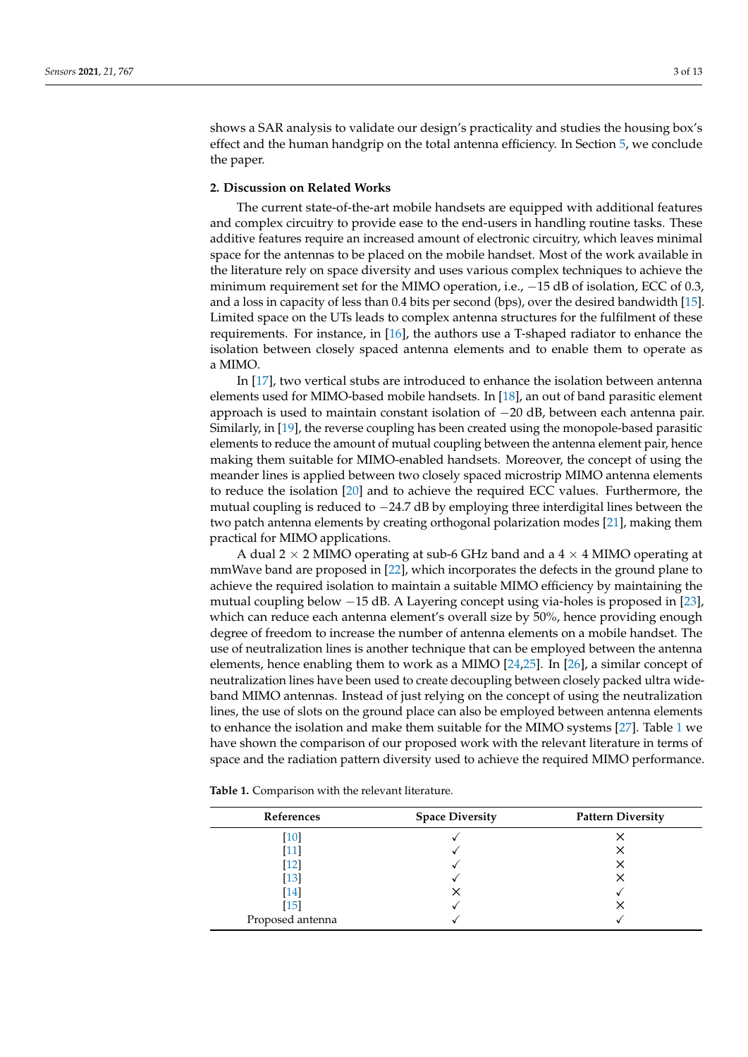shows a SAR analysis to validate our design's practicality and studies the housing box's effect and the human handgrip on the total antenna efficiency. In Section 5, we conclude the paper.

## 2. Discussion on Related Works

The current state-of-the-art mobile handsets are equipped with additional features and complex circuitry to provide ease to the end-users in handling routine tasks. These additive features require an increased amount of electronic circuitry, which leaves minimal space for the antennas to be placed on the mobile handset. Most of the work available in the literature rely on space diversity and uses various complex techniques to achieve the minimum requirement set for the MIMO operation, i.e., −15 dB of isolation, ECC of 0.3, and a loss in capacity of less than 0.4 bits per second (bps), over the desired bandwidth [15]. Limited space on the UTs leads to complex antenna structures for the fulfilment of these requirements. For instance, in [16], the authors use a T-shaped radiator to enhance the isolation between closely spaced antenna elements and to enable them to operate as a MIMO.

In [17], two vertical stubs are introduced to enhance the isolation between antenna elements used for MIMO-based mobile handsets. In [18], an out of band parasitic element approach is used to maintain constant isolation of −20 dB, between each antenna pair. Similarly, in [19], the reverse coupling has been created using the monopole-based parasitic elements to reduce the amount of mutual coupling between the antenna element pair, hence making them suitable for MIMO-enabled handsets. Moreover, the concept of using the meander lines is applied between two closely spaced microstrip MIMO antenna elements to reduce the isolation [20] and to achieve the required ECC values. Furthermore, the mutual coupling is reduced to −24.7 dB by employing three interdigital lines between the two patch antenna elements by creating orthogonal polarization modes [21], making them practical for MIMO applications.

A dual 2 × 2 MIMO operating at sub-6 GHz band and a 4 × 4 MIMO operating at mmWave band are proposed in [22], which incorporates the defects in the ground plane to achieve the required isolation to maintain a suitable MIMO efficiency by maintaining the mutual coupling below −15 dB. A Layering concept using via-holes is proposed in [23], which can reduce each antenna element's overall size by 50%, hence providing enough degree of freedom to increase the number of antenna elements on a mobile handset. The use of neutralization lines is another technique that can be employed between the antenna elements, hence enabling them to work as a MIMO [24,25]. In [26], a similar concept of neutralization lines have been used to create decoupling between closely packed ultra wide-band MIMO antennas. Instead of just relying on the concept of using the neutralization lines, the use of slots on the ground place can also be employed between antenna elements to enhance the isolation and make them suitable for the MIMO systems [27]. Table 1 we have shown the comparison of our proposed work with the relevant literature in terms of space and the radiation pattern diversity used to achieve the required MIMO performance.

**Table 1.** Comparison with the relevant literature.

| References | Space Diversity | Pattern Diversity |
|---|---|---|
| [10] | ✓ | × |
| [11] | ✓ | × |
| [12] | ✓ | × |
| [13] | ✓ | × |
| [14] | × | ✓ |
| [15] | ✓ | × |
| Proposed antenna | ✓ | ✓ |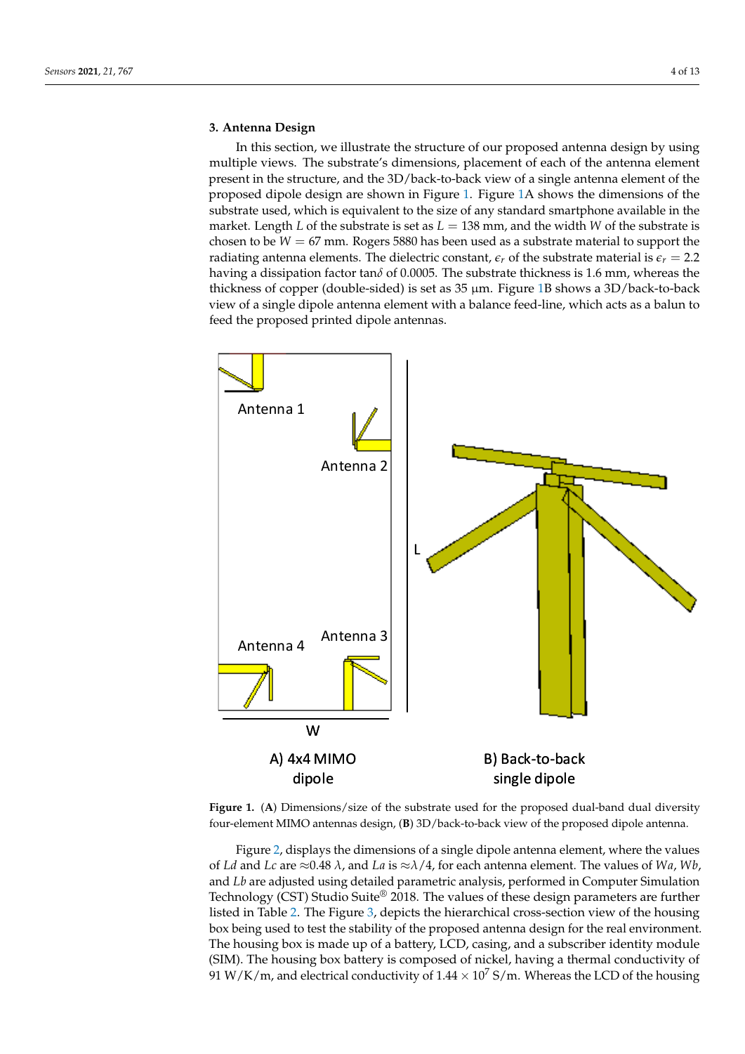## 3. Antenna Design

In this section, we illustrate the structure of our proposed antenna design by using multiple views. The substrate's dimensions, placement of each of the antenna element present in the structure, and the 3D/back-to-back view of a single antenna element of the proposed dipole design are shown in Figure 1. Figure 1A shows the dimensions of the substrate used, which is equivalent to the size of any standard smartphone available in the market. Length $L$ of the substrate is set as $L = 138$ mm, and the width $W$ of the substrate is chosen to be $W = 67$ mm. Rogers 5880 has been used as a substrate material to support the radiating antenna elements. The dielectric constant, $\epsilon_r$ of the substrate material is $\epsilon_r = 2.2$ having a dissipation factor tan$\delta$ of 0.0005. The substrate thickness is 1.6 mm, whereas the thickness of copper (double-sided) is set as 35 µm. Figure 1B shows a 3D/back-to-back view of a single dipole antenna element with a balance feed-line, which acts as a balun to feed the proposed printed dipole antennas.

**Figure 1.** (**A**) Dimensions/size of the substrate used for the proposed dual-band dual diversity four-element MIMO antennas design, (**B**) 3D/back-to-back view of the proposed dipole antenna.

Figure 2, displays the dimensions of a single dipole antenna element, where the values of $Ld$ and $Lc$ are $\approx 0.48\ \lambda$, and $La$ is $\approx \lambda/4$, for each antenna element. The values of $Wa$, $Wb$, and $Lb$ are adjusted using detailed parametric analysis, performed in Computer Simulation Technology (CST) Studio Suite® 2018. The values of these design parameters are further listed in Table 2. The Figure 3, depicts the hierarchical cross-section view of the housing box being used to test the stability of the proposed antenna design for the real environment. The housing box is made up of a battery, LCD, casing, and a subscriber identity module (SIM). The housing box battery is composed of nickel, having a thermal conductivity of 91 W/K/m, and electrical conductivity of $1.44 \times 10^7$ S/m. Whereas the LCD of the housing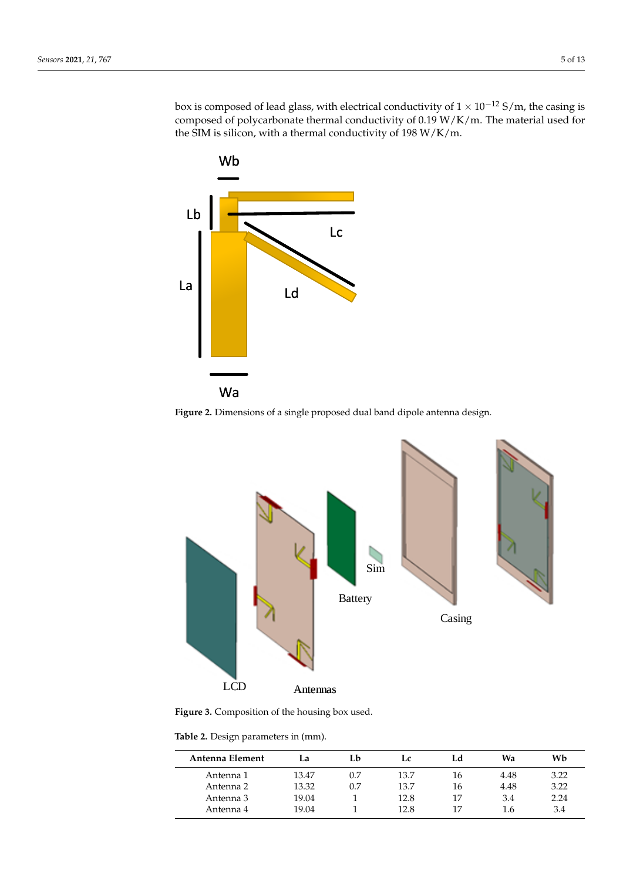box is composed of lead glass, with electrical conductivity of $1 \times 10^{-12}$ S/m, the casing is composed of polycarbonate thermal conductivity of 0.19 W/K/m. The material used for the SIM is silicon, with a thermal conductivity of 198 W/K/m.

**Figure 2.** Dimensions of a single proposed dual band dipole antenna design.

**Figure 3.** Composition of the housing box used.

**Table 2.** Design parameters in (mm).

| Antenna Element | La | Lb | Lc | Ld | Wa | Wb |
|---|---|---|---|---|---|---|
| Antenna 1 | 13.47 | 0.7 | 13.7 | 16 | 4.48 | 3.22 |
| Antenna 2 | 13.32 | 0.7 | 13.7 | 16 | 4.48 | 3.22 |
| Antenna 3 | 19.04 | 1 | 12.8 | 17 | 3.4 | 2.24 |
| Antenna 4 | 19.04 | 1 | 12.8 | 17 | 1.6 | 3.4 |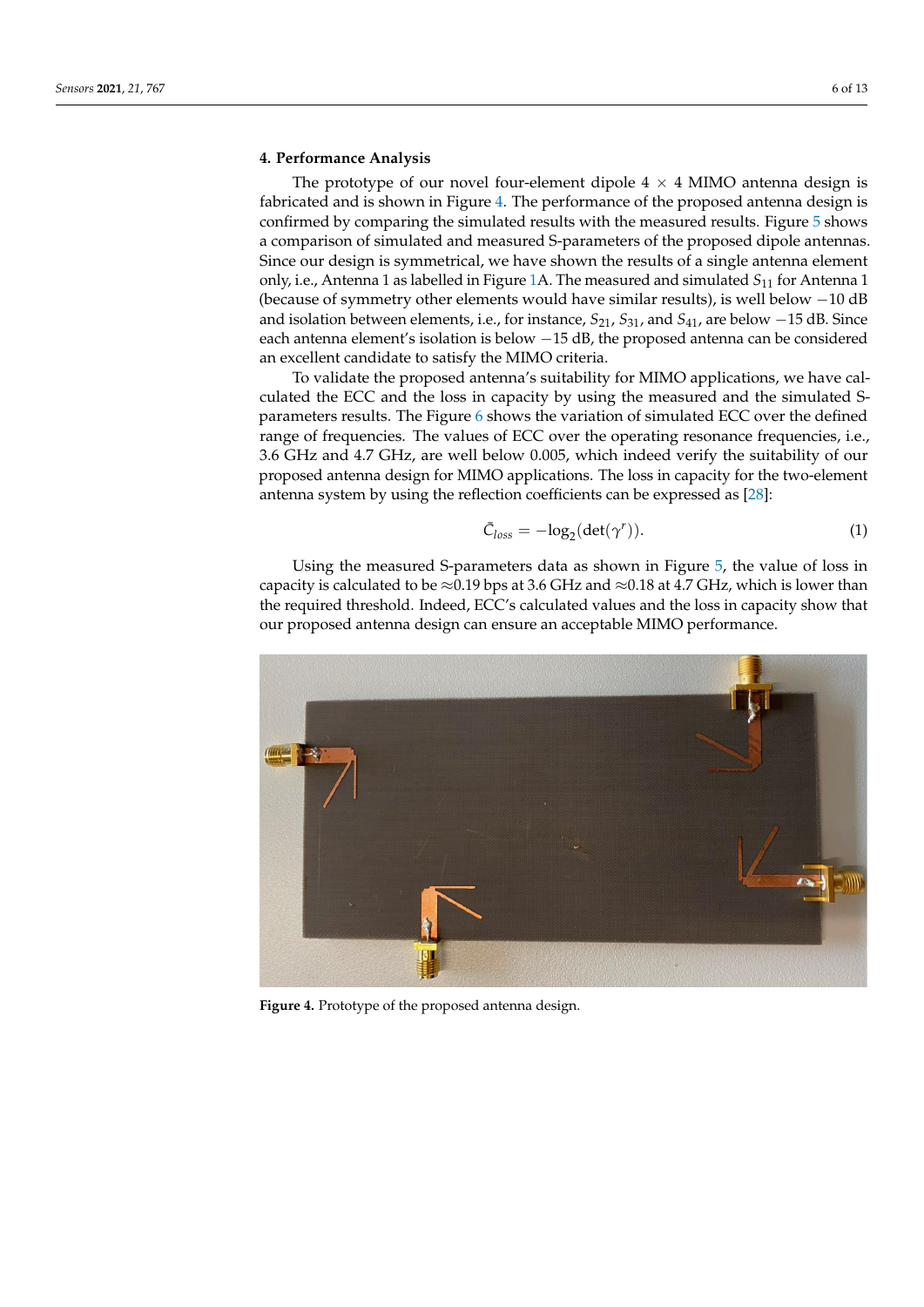## 4. Performance Analysis

The prototype of our novel four-element dipole $4 \times 4$ MIMO antenna design is fabricated and is shown in Figure 4. The performance of the proposed antenna design is confirmed by comparing the simulated results with the measured results. Figure 5 shows a comparison of simulated and measured S-parameters of the proposed dipole antennas. Since our design is symmetrical, we have shown the results of a single antenna element only, i.e., Antenna 1 as labelled in Figure 1A. The measured and simulated $S_{11}$ for Antenna 1 (because of symmetry other elements would have similar results), is well below $-10$ dB and isolation between elements, i.e., for instance, $S_{21}$, $S_{31}$, and $S_{41}$, are below $-15$ dB. Since each antenna element's isolation is below $-15$ dB, the proposed antenna can be considered an excellent candidate to satisfy the MIMO criteria.

To validate the proposed antenna's suitability for MIMO applications, we have calculated the ECC and the loss in capacity by using the measured and the simulated S-parameters results. The Figure 6 shows the variation of simulated ECC over the defined range of frequencies. The values of ECC over the operating resonance frequencies, i.e., 3.6 GHz and 4.7 GHz, are well below 0.005, which indeed verify the suitability of our proposed antenna design for MIMO applications. The loss in capacity for the two-element antenna system by using the reflection coefficients can be expressed as [28]:

$$\bar{C}_{loss} = -\log_2(\det(\gamma^r)). \tag{1}$$

Using the measured S-parameters data as shown in Figure 5, the value of loss in capacity is calculated to be $\approx$0.19 bps at 3.6 GHz and $\approx$0.18 at 4.7 GHz, which is lower than the required threshold. Indeed, ECC's calculated values and the loss in capacity show that our proposed antenna design can ensure an acceptable MIMO performance.

**Figure 4.** Prototype of the proposed antenna design.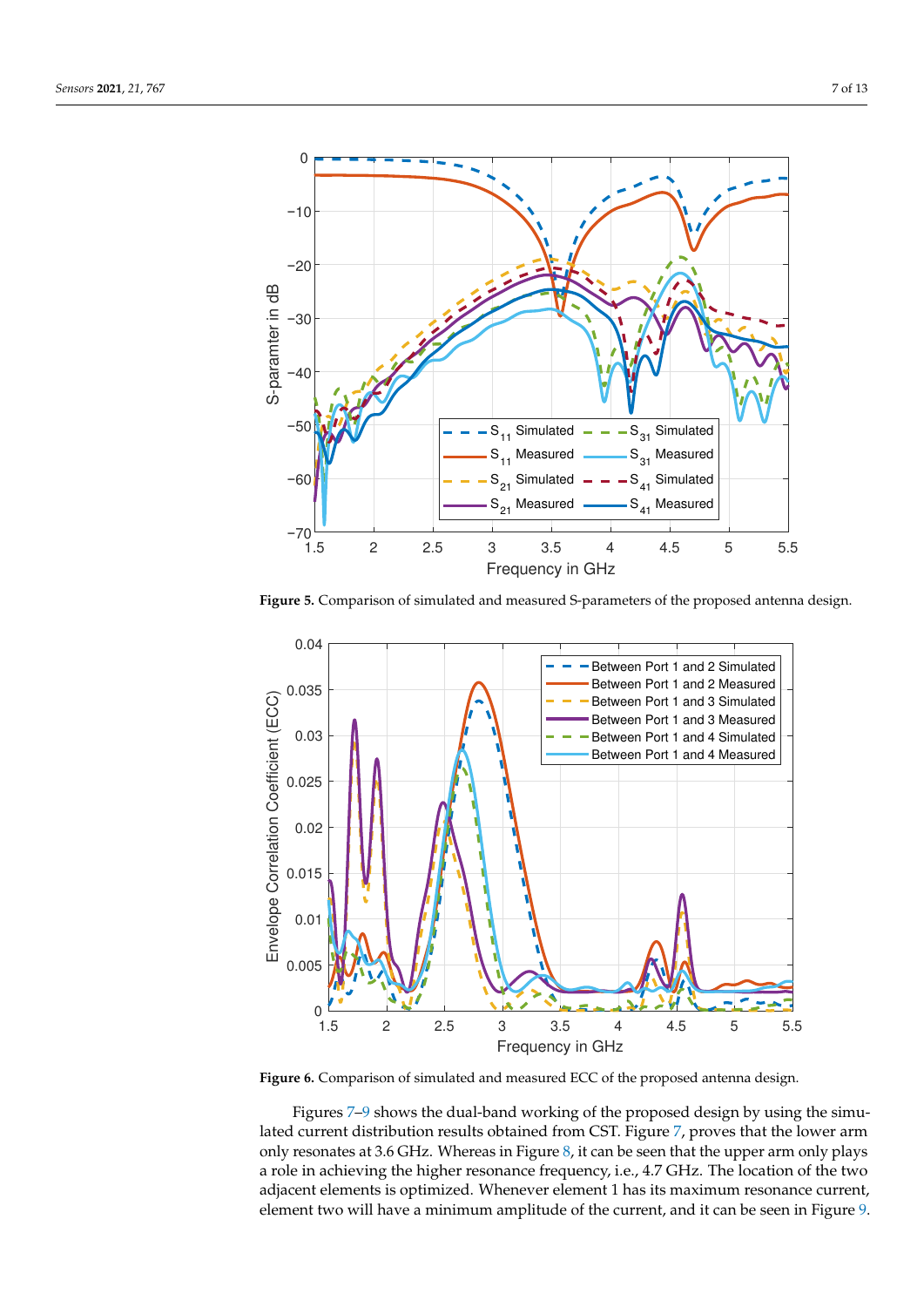**Figure 5.** Comparison of simulated and measured S-parameters of the proposed antenna design.

**Figure 6.** Comparison of simulated and measured ECC of the proposed antenna design.

Figures 7–9 shows the dual-band working of the proposed design by using the simulated current distribution results obtained from CST. Figure 7, proves that the lower arm only resonates at 3.6 GHz. Whereas in Figure 8, it can be seen that the upper arm only plays a role in achieving the higher resonance frequency, i.e., 4.7 GHz. The location of the two adjacent elements is optimized. Whenever element 1 has its maximum resonance current, element two will have a minimum amplitude of the current, and it can be seen in Figure 9.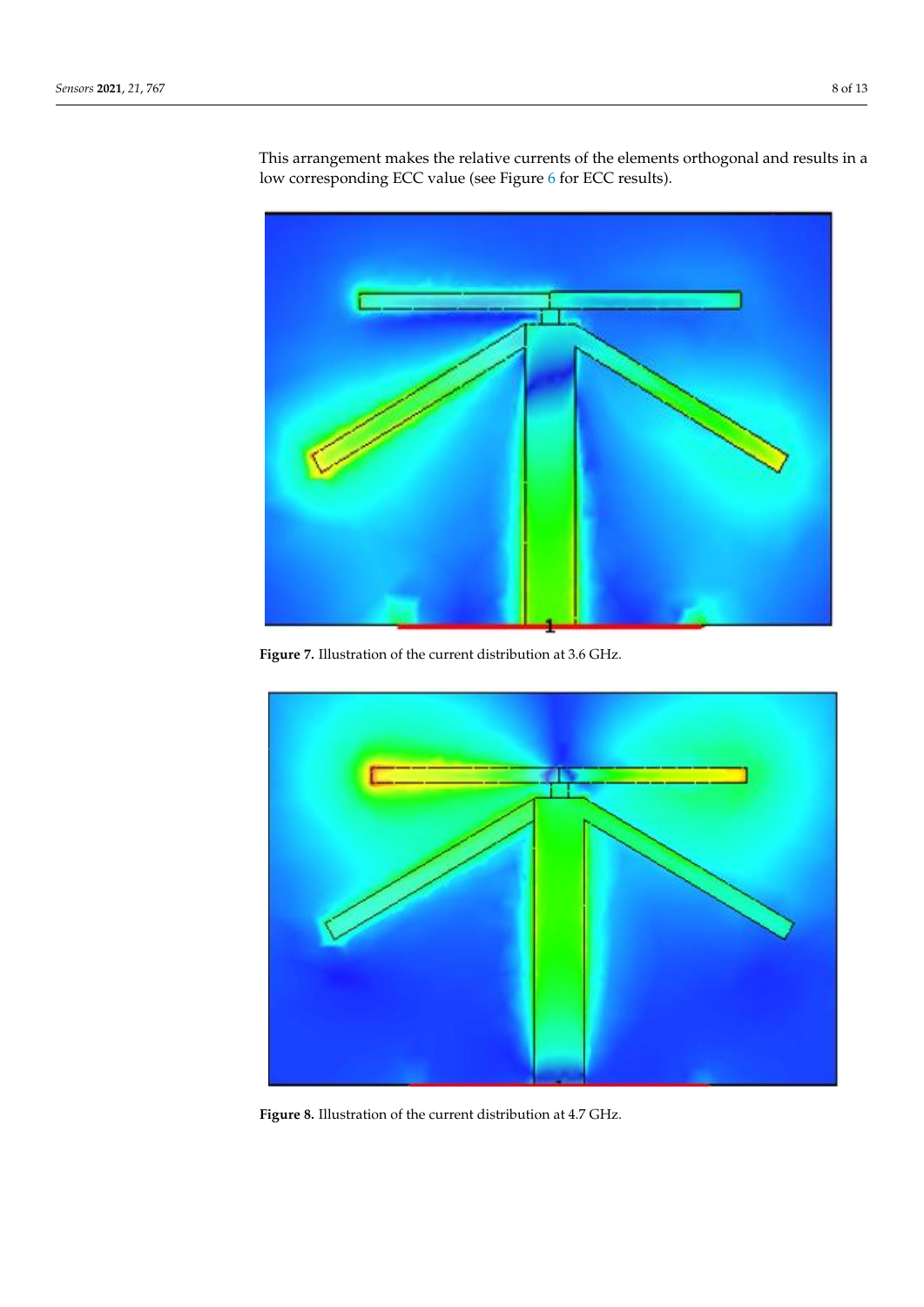This arrangement makes the relative currents of the elements orthogonal and results in a low corresponding ECC value (see Figure 6 for ECC results).

Figure 7. Illustration of the current distribution at 3.6 GHz.

Figure 8. Illustration of the current distribution at 4.7 GHz.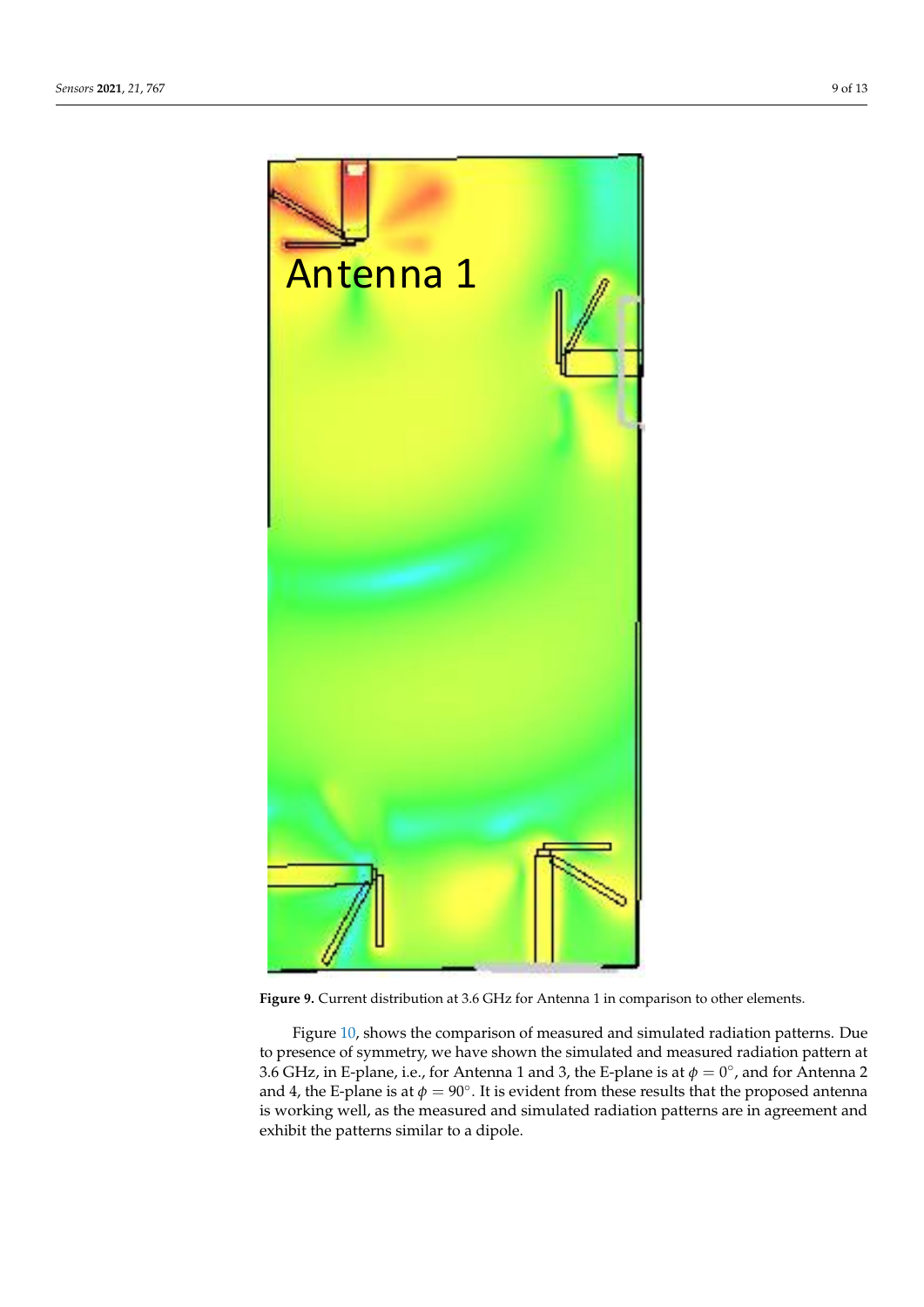**Figure 9.** Current distribution at 3.6 GHz for Antenna 1 in comparison to other elements.

Figure 10, shows the comparison of measured and simulated radiation patterns. Due to presence of symmetry, we have shown the simulated and measured radiation pattern at 3.6 GHz, in E-plane, i.e., for Antenna 1 and 3, the E-plane is at $\phi = 0^{\circ}$, and for Antenna 2 and 4, the E-plane is at $\phi = 90^{\circ}$. It is evident from these results that the proposed antenna is working well, as the measured and simulated radiation patterns are in agreement and exhibit the patterns similar to a dipole.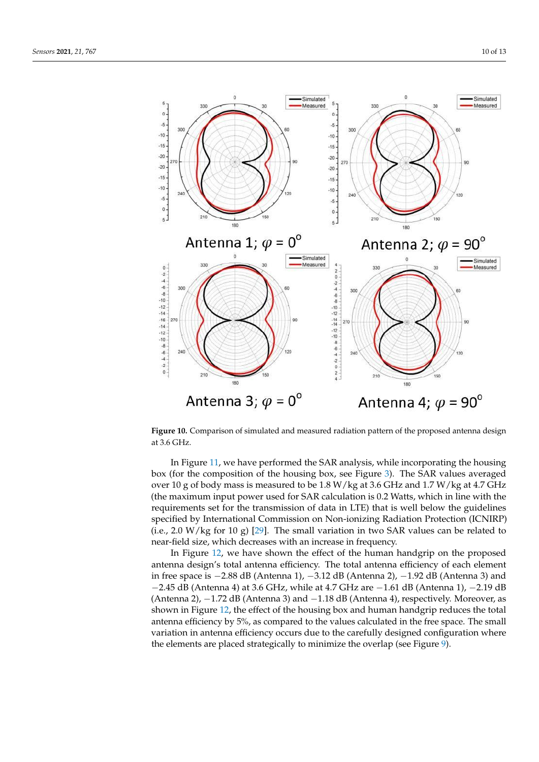**Figure 10.** Comparison of simulated and measured radiation pattern of the proposed antenna design at 3.6 GHz.

In Figure 11, we have performed the SAR analysis, while incorporating the housing box (for the composition of the housing box, see Figure 3). The SAR values averaged over 10 g of body mass is measured to be 1.8 W/kg at 3.6 GHz and 1.7 W/kg at 4.7 GHz (the maximum input power used for SAR calculation is 0.2 Watts, which in line with the requirements set for the transmission of data in LTE) that is well below the guidelines specified by International Commission on Non-ionizing Radiation Protection (ICNIRP) (i.e., 2.0 W/kg for 10 g) [29]. The small variation in two SAR values can be related to near-field size, which decreases with an increase in frequency.

In Figure 12, we have shown the effect of the human handgrip on the proposed antenna design's total antenna efficiency. The total antenna efficiency of each element in free space is −2.88 dB (Antenna 1), −3.12 dB (Antenna 2), −1.92 dB (Antenna 3) and −2.45 dB (Antenna 4) at 3.6 GHz, while at 4.7 GHz are −1.61 dB (Antenna 1), −2.19 dB (Antenna 2), −1.72 dB (Antenna 3) and −1.18 dB (Antenna 4), respectively. Moreover, as shown in Figure 12, the effect of the housing box and human handgrip reduces the total antenna efficiency by 5%, as compared to the values calculated in the free space. The small variation in antenna efficiency occurs due to the carefully designed configuration where the elements are placed strategically to minimize the overlap (see Figure 9).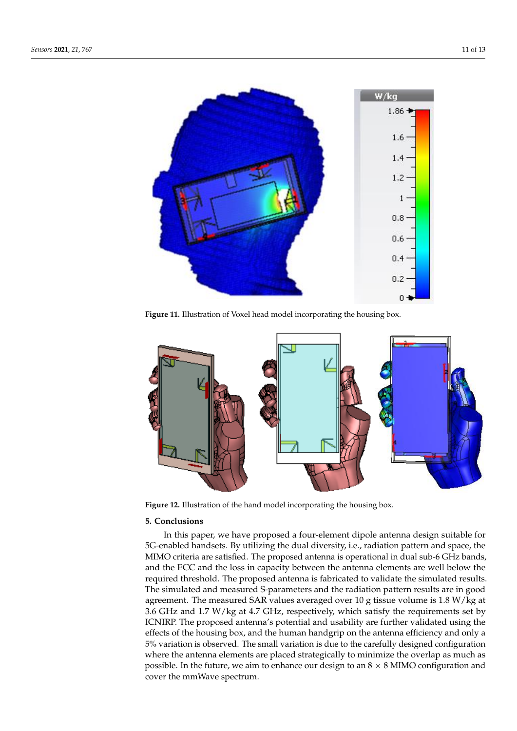Figure 11. Illustration of Voxel head model incorporating the housing box.

Figure 12. Illustration of the hand model incorporating the housing box.

## 5. Conclusions

In this paper, we have proposed a four-element dipole antenna design suitable for 5G-enabled handsets. By utilizing the dual diversity, i.e., radiation pattern and space, the MIMO criteria are satisfied. The proposed antenna is operational in dual sub-6 GHz bands, and the ECC and the loss in capacity between the antenna elements are well below the required threshold. The proposed antenna is fabricated to validate the simulated results. The simulated and measured S-parameters and the radiation pattern results are in good agreement. The measured SAR values averaged over 10 g tissue volume is 1.8 W/kg at 3.6 GHz and 1.7 W/kg at 4.7 GHz, respectively, which satisfy the requirements set by ICNIRP. The proposed antenna's potential and usability are further validated using the effects of the housing box, and the human handgrip on the antenna efficiency and only a 5% variation is observed. The small variation is due to the carefully designed configuration where the antenna elements are placed strategically to minimize the overlap as much as possible. In the future, we aim to enhance our design to an $8 \times 8$ MIMO configuration and cover the mmWave spectrum.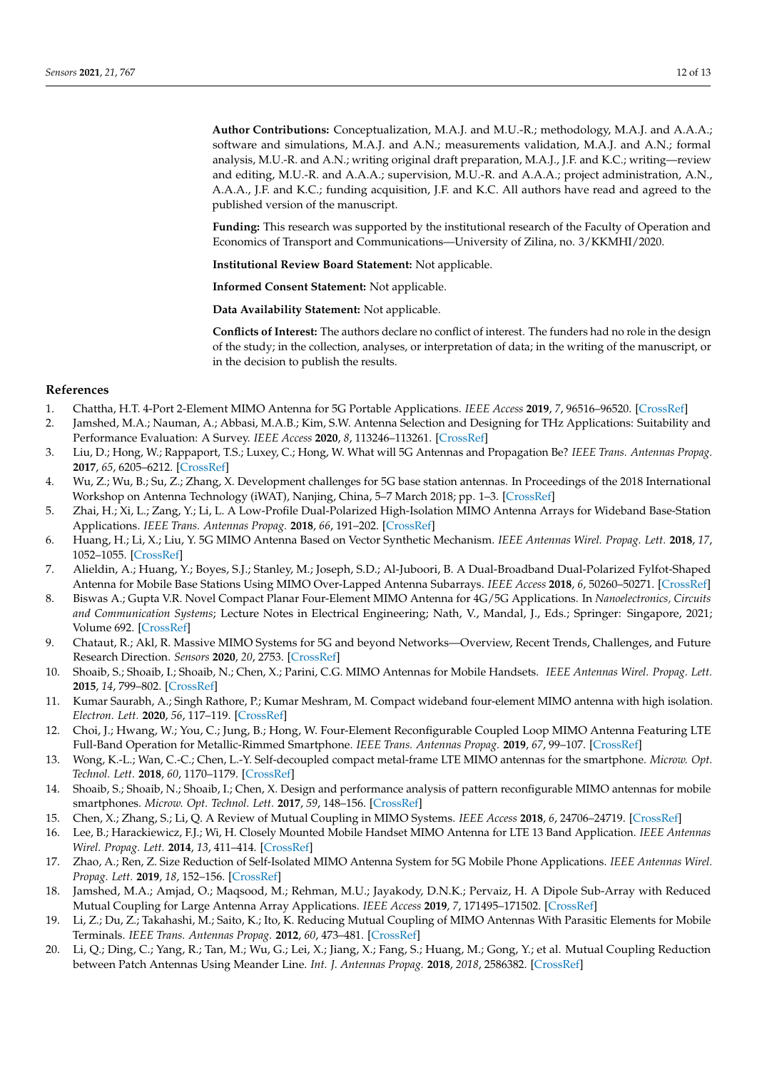**Author Contributions:** Conceptualization, M.A.J. and M.U.-R.; methodology, M.A.J. and A.A.A.; software and simulations, M.A.J. and A.N.; measurements validation, M.A.J. and A.N.; formal analysis, M.U.-R. and A.N.; writing original draft preparation, M.A.J., J.F. and K.C.; writing—review and editing, M.U.-R. and A.A.A.; supervision, M.U.-R. and A.A.A.; project administration, A.N., A.A.A., J.F. and K.C.; funding acquisition, J.F. and K.C. All authors have read and agreed to the published version of the manuscript.

**Funding:** This research was supported by the institutional research of the Faculty of Operation and Economics of Transport and Communications—University of Zilina, no. 3/KKMHI/2020.

**Institutional Review Board Statement:** Not applicable.

**Informed Consent Statement:** Not applicable.

**Data Availability Statement:** Not applicable.

**Conflicts of Interest:** The authors declare no conflict of interest. The funders had no role in the design of the study; in the collection, analyses, or interpretation of data; in the writing of the manuscript, or in the decision to publish the results.

## References

1. Chattha, H.T. 4-Port 2-Element MIMO Antenna for 5G Portable Applications. *IEEE Access* **2019**, *7*, 96516–96520. [CrossRef]
2. Jamshed, M.A.; Nauman, A.; Abbasi, M.A.B.; Kim, S.W. Antenna Selection and Designing for THz Applications: Suitability and Performance Evaluation: A Survey. *IEEE Access* **2020**, *8*, 113246–113261. [CrossRef]
3. Liu, D.; Hong, W.; Rappaport, T.S.; Luxey, C.; Hong, W. What will 5G Antennas and Propagation Be? *IEEE Trans. Antennas Propag.* **2017**, *65*, 6205–6212. [CrossRef]
4. Wu, Z.; Wu, B.; Su, Z.; Zhang, X. Development challenges for 5G base station antennas. In Proceedings of the 2018 International Workshop on Antenna Technology (iWAT), Nanjing, China, 5–7 March 2018; pp. 1–3. [CrossRef]
5. Zhai, H.; Xi, L.; Zang, Y.; Li, L. A Low-Profile Dual-Polarized High-Isolation MIMO Antenna Arrays for Wideband Base-Station Applications. *IEEE Trans. Antennas Propag.* **2018**, *66*, 191–202. [CrossRef]
6. Huang, H.; Li, X.; Liu, Y. 5G MIMO Antenna Based on Vector Synthetic Mechanism. *IEEE Antennas Wirel. Propag. Lett.* **2018**, *17*, 1052–1055. [CrossRef]
7. Alieldin, A.; Huang, Y.; Boyes, S.J.; Stanley, M.; Joseph, S.D.; Al-Juboori, B. A Dual-Broadband Dual-Polarized Fylfot-Shaped Antenna for Mobile Base Stations Using MIMO Over-Lapped Antenna Subarrays. *IEEE Access* **2018**, *6*, 50260–50271. [CrossRef]
8. Biswas A.; Gupta V.R. Novel Compact Planar Four-Element MIMO Antenna for 4G/5G Applications. In *Nanoelectronics, Circuits and Communication Systems*; Lecture Notes in Electrical Engineering; Nath, V., Mandal, J., Eds.; Springer: Singapore, 2021; Volume 692. [CrossRef]
9. Chataut, R.; Akl, R. Massive MIMO Systems for 5G and beyond Networks—Overview, Recent Trends, Challenges, and Future Research Direction. *Sensors* **2020**, *20*, 2753. [CrossRef]
10. Shoaib, S.; Shoaib, I.; Shoaib, N.; Chen, X.; Parini, C.G. MIMO Antennas for Mobile Handsets. *IEEE Antennas Wirel. Propag. Lett.* **2015**, *14*, 799–802. [CrossRef]
11. Kumar Saurabh, A.; Singh Rathore, P.; Kumar Meshram, M. Compact wideband four-element MIMO antenna with high isolation. *Electron. Lett.* **2020**, *56*, 117–119. [CrossRef]
12. Choi, J.; Hwang, W.; You, C.; Jung, B.; Hong, W. Four-Element Reconfigurable Coupled Loop MIMO Antenna Featuring LTE Full-Band Operation for Metallic-Rimmed Smartphone. *IEEE Trans. Antennas Propag.* **2019**, *67*, 99–107. [CrossRef]
13. Wong, K.-L.; Wan, C.-C.; Chen, L.-Y. Self-decoupled compact metal-frame LTE MIMO antennas for the smartphone. *Microw. Opt. Technol. Lett.* **2018**, *60*, 1170–1179. [CrossRef]
14. Shoaib, S.; Shoaib, N.; Shoaib, I.; Chen, X. Design and performance analysis of pattern reconfigurable MIMO antennas for mobile smartphones. *Microw. Opt. Technol. Lett.* **2017**, *59*, 148–156. [CrossRef]
15. Chen, X.; Zhang, S.; Li, Q. A Review of Mutual Coupling in MIMO Systems. *IEEE Access* **2018**, *6*, 24706–24719. [CrossRef]
16. Lee, B.; Harackiewicz, F.J.; Wi, H. Closely Mounted Mobile Handset MIMO Antenna for LTE 13 Band Application. *IEEE Antennas Wirel. Propag. Lett.* **2014**, *13*, 411–414. [CrossRef]
17. Zhao, A.; Ren, Z. Size Reduction of Self-Isolated MIMO Antenna System for 5G Mobile Phone Applications. *IEEE Antennas Wirel. Propag. Lett.* **2019**, *18*, 152–156. [CrossRef]
18. Jamshed, M.A.; Amjad, O.; Maqsood, M.; Rehman, M.U.; Jayakody, D.N.K.; Pervaiz, H. A Dipole Sub-Array with Reduced Mutual Coupling for Large Antenna Array Applications. *IEEE Access* **2019**, *7*, 171495–171502. [CrossRef]
19. Li, Z.; Du, Z.; Takahashi, M.; Saito, K.; Ito, K. Reducing Mutual Coupling of MIMO Antennas With Parasitic Elements for Mobile Terminals. *IEEE Trans. Antennas Propag.* **2012**, *60*, 473–481. [CrossRef]
20. Li, Q.; Ding, C.; Yang, R.; Tan, M.; Wu, G.; Lei, X.; Jiang, X.; Fang, S.; Huang, M.; Gong, Y.; et al. Mutual Coupling Reduction between Patch Antennas Using Meander Line. *Int. J. Antennas Propag.* **2018**, *2018*, 2586382. [CrossRef]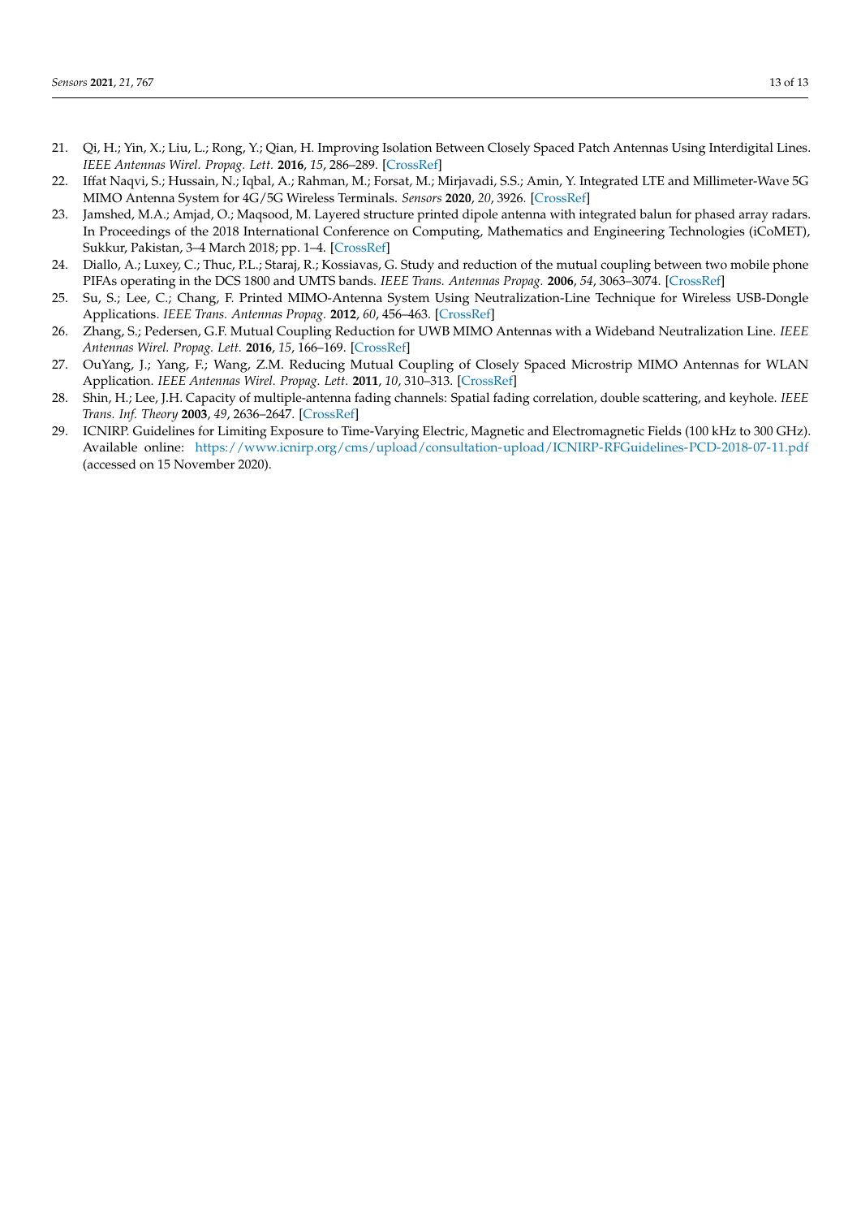21. Qi, H.; Yin, X.; Liu, L.; Rong, Y.; Qian, H. Improving Isolation Between Closely Spaced Patch Antennas Using Interdigital Lines. *IEEE Antennas Wirel. Propag. Lett.* **2016**, *15*, 286–289. [CrossRef]
22. Iffat Naqvi, S.; Hussain, N.; Iqbal, A.; Rahman, M.; Forsat, M.; Mirjavadi, S.S.; Amin, Y. Integrated LTE and Millimeter-Wave 5G MIMO Antenna System for 4G/5G Wireless Terminals. *Sensors* **2020**, *20*, 3926. [CrossRef]
23. Jamshed, M.A.; Amjad, O.; Maqsood, M. Layered structure printed dipole antenna with integrated balun for phased array radars. In Proceedings of the 2018 International Conference on Computing, Mathematics and Engineering Technologies (iCoMET), Sukkur, Pakistan, 3–4 March 2018; pp. 1–4. [CrossRef]
24. Diallo, A.; Luxey, C.; Thuc, P.L.; Staraj, R.; Kossiavas, G. Study and reduction of the mutual coupling between two mobile phone PIFAs operating in the DCS 1800 and UMTS bands. *IEEE Trans. Antennas Propag.* **2006**, *54*, 3063–3074. [CrossRef]
25. Su, S.; Lee, C.; Chang, F. Printed MIMO-Antenna System Using Neutralization-Line Technique for Wireless USB-Dongle Applications. *IEEE Trans. Antennas Propag.* **2012**, *60*, 456–463. [CrossRef]
26. Zhang, S.; Pedersen, G.F. Mutual Coupling Reduction for UWB MIMO Antennas with a Wideband Neutralization Line. *IEEE Antennas Wirel. Propag. Lett.* **2016**, *15*, 166–169. [CrossRef]
27. OuYang, J.; Yang, F.; Wang, Z.M. Reducing Mutual Coupling of Closely Spaced Microstrip MIMO Antennas for WLAN Application. *IEEE Antennas Wirel. Propag. Lett.* **2011**, *10*, 310–313. [CrossRef]
28. Shin, H.; Lee, J.H. Capacity of multiple-antenna fading channels: Spatial fading correlation, double scattering, and keyhole. *IEEE Trans. Inf. Theory* **2003**, *49*, 2636–2647. [CrossRef]
29. ICNIRP. Guidelines for Limiting Exposure to Time-Varying Electric, Magnetic and Electromagnetic Fields (100 kHz to 300 GHz). Available online: https://www.icnirp.org/cms/upload/consultation-upload/ICNIRP-RFGuidelines-PCD-2018-07-11.pdf (accessed on 15 November 2020).